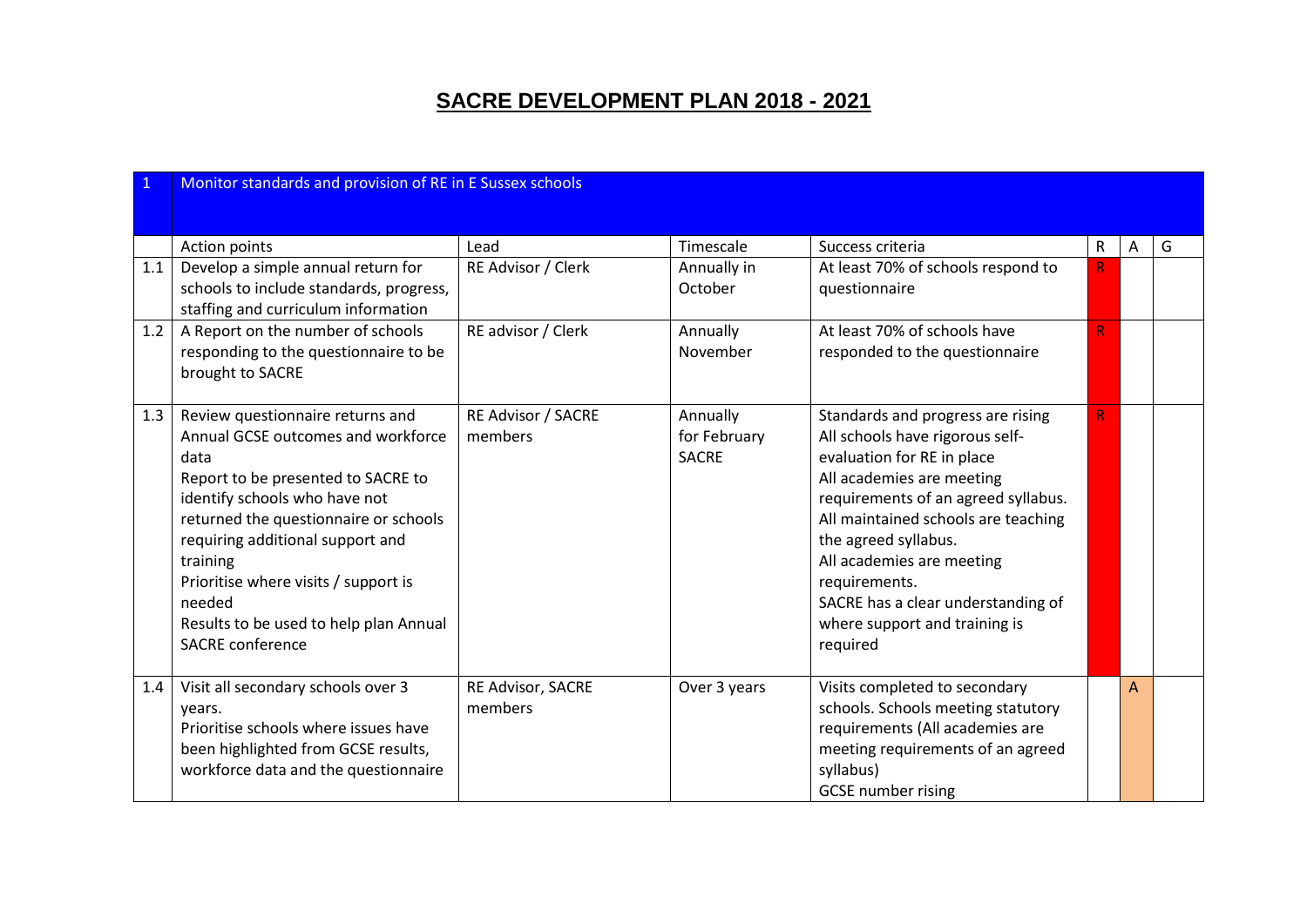# SACRE DEVELOPMENT PLAN 2018 - 2021

| 1 | Monitor standards and provision of RE in E Sussex schools | | | | | | |
|---|---|---|---|---|---|---|---|
| | Action points | Lead | Timescale | Success criteria | R | A | G |
| 1.1 | Develop a simple annual return for schools to include standards, progress, staffing and curriculum information | RE Advisor / Clerk | Annually in October | At least 70% of schools respond to questionnaire | R | | |
| 1.2 | A Report on the number of schools responding to the questionnaire to be brought to SACRE | RE advisor / Clerk | Annually November | At least 70% of schools have responded to the questionnaire | R | | |
| 1.3 | Review questionnaire returns and Annual GCSE outcomes and workforce data<br>Report to be presented to SACRE to identify schools who have not returned the questionnaire or schools requiring additional support and training<br>Prioritise where visits / support is needed<br>Results to be used to help plan Annual SACRE conference | RE Advisor / SACRE members | Annually for February SACRE | Standards and progress are rising<br>All schools have rigorous self-evaluation for RE in place<br>All academies are meeting requirements of an agreed syllabus.<br>All maintained schools are teaching the agreed syllabus.<br>All academies are meeting requirements.<br>SACRE has a clear understanding of where support and training is required | R | | |
| 1.4 | Visit all secondary schools over 3 years.<br>Prioritise schools where issues have been highlighted from GCSE results, workforce data and the questionnaire | RE Advisor, SACRE members | Over 3 years | Visits completed to secondary schools. Schools meeting statutory requirements (All academies are meeting requirements of an agreed syllabus)<br>GCSE number rising | | A | |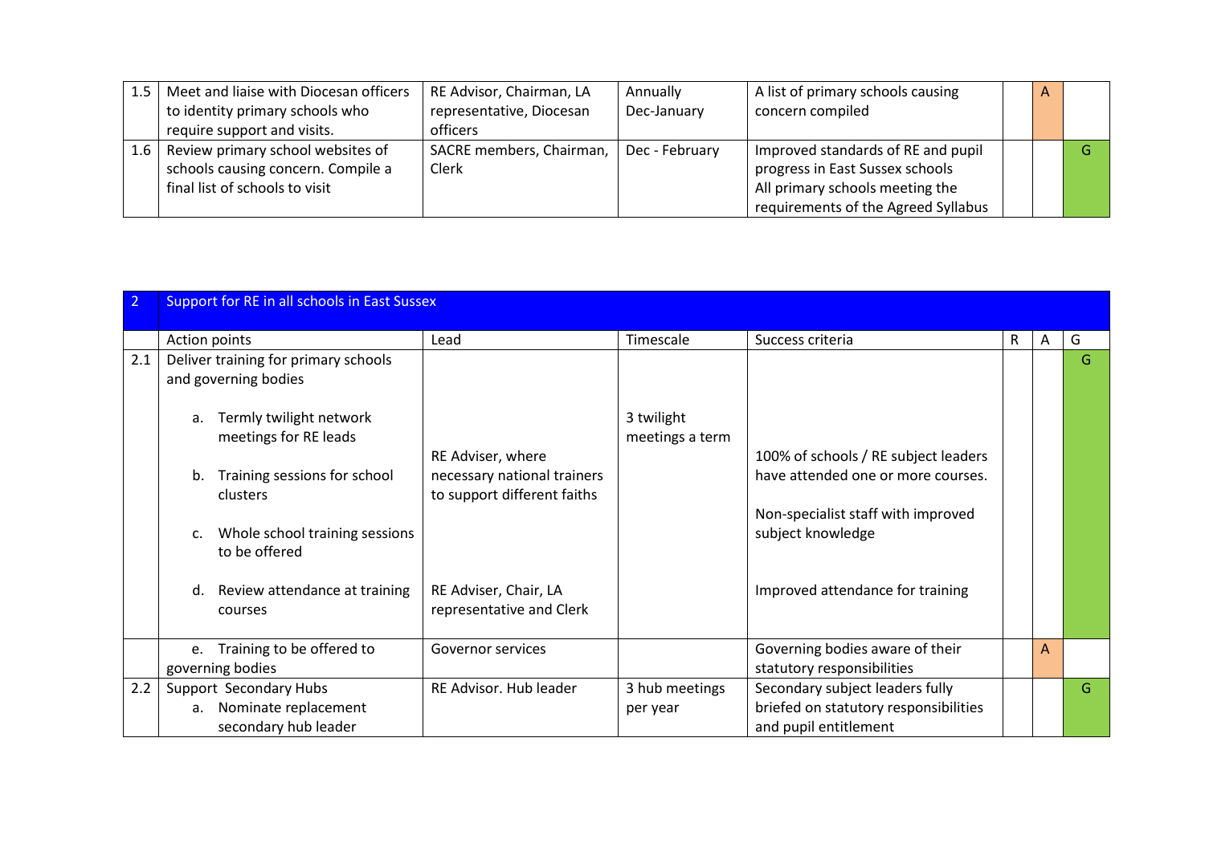| | | | | | | | |
|---|---|---|---|---|---|---|---|
| 1.5 | Meet and liaise with Diocesan officers to identity primary schools who require support and visits. | RE Advisor, Chairman, LA representative, Diocesan officers | Annually Dec-January | A list of primary schools causing concern compiled | | A | |
| 1.6 | Review primary school websites of schools causing concern. Compile a final list of schools to visit | SACRE members, Chairman, Clerk | Dec - February | Improved standards of RE and pupil progress in East Sussex schools<br>All primary schools meeting the requirements of the Agreed Syllabus | | | G |

| 2 | Support for RE in all schools in East Sussex | | | | | | |
|---|---|---|---|---|---|---|---|
| | Action points | Lead | Timescale | Success criteria | R | A | G |
| 2.1 | Deliver training for primary schools and governing bodies<br>a. Termly twilight network meetings for RE leads<br>b. Training sessions for school clusters<br>c. Whole school training sessions to be offered<br>d. Review attendance at training courses | RE Adviser, where necessary national trainers to support different faiths<br><br>RE Adviser, Chair, LA representative and Clerk | 3 twilight meetings a term | 100% of schools / RE subject leaders have attended one or more courses.<br><br>Non-specialist staff with improved subject knowledge<br><br>Improved attendance for training | | | G |
| | e. Training to be offered to governing bodies | Governor services | | Governing bodies aware of their statutory responsibilities | | A | |
| 2.2 | Support Secondary Hubs<br>a. Nominate replacement secondary hub leader | RE Advisor. Hub leader | 3 hub meetings per year | Secondary subject leaders fully briefed on statutory responsibilities and pupil entitlement | | | G |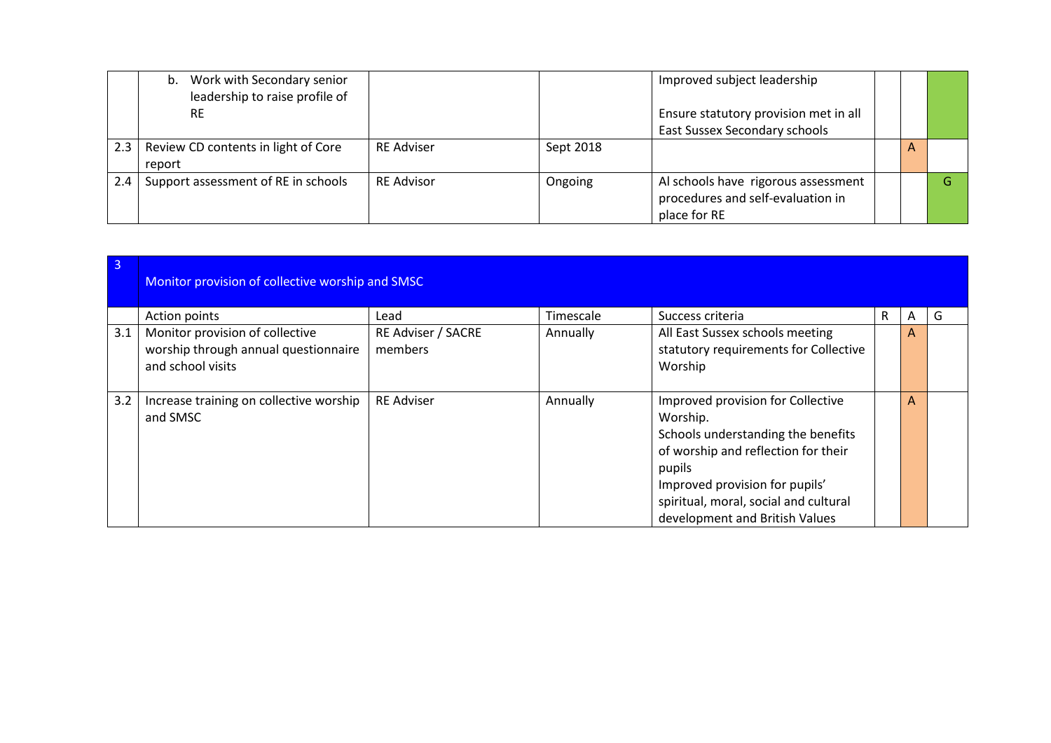| | | | | | R | A | G |
|---|---|---|---|---|---|---|---|
| | b. Work with Secondary senior leadership to raise profile of RE | | | Improved subject leadership<br><br>Ensure statutory provision met in all East Sussex Secondary schools | | | |
| 2.3 | Review CD contents in light of Core report | RE Adviser | Sept 2018 | | | A | |
| 2.4 | Support assessment of RE in schools | RE Advisor | Ongoing | Al schools have rigorous assessment procedures and self-evaluation in place for RE | | | G |

| 3 | Monitor provision of collective worship and SMSC | | | | | | |
|---|---|---|---|---|---|---|---|
| | Action points | Lead | Timescale | Success criteria | R | A | G |
| 3.1 | Monitor provision of collective worship through annual questionnaire and school visits | RE Adviser / SACRE members | Annually | All East Sussex schools meeting statutory requirements for Collective Worship | | A | |
| 3.2 | Increase training on collective worship and SMSC | RE Adviser | Annually | Improved provision for Collective Worship.<br>Schools understanding the benefits of worship and reflection for their pupils<br>Improved provision for pupils' spiritual, moral, social and cultural development and British Values | | A | |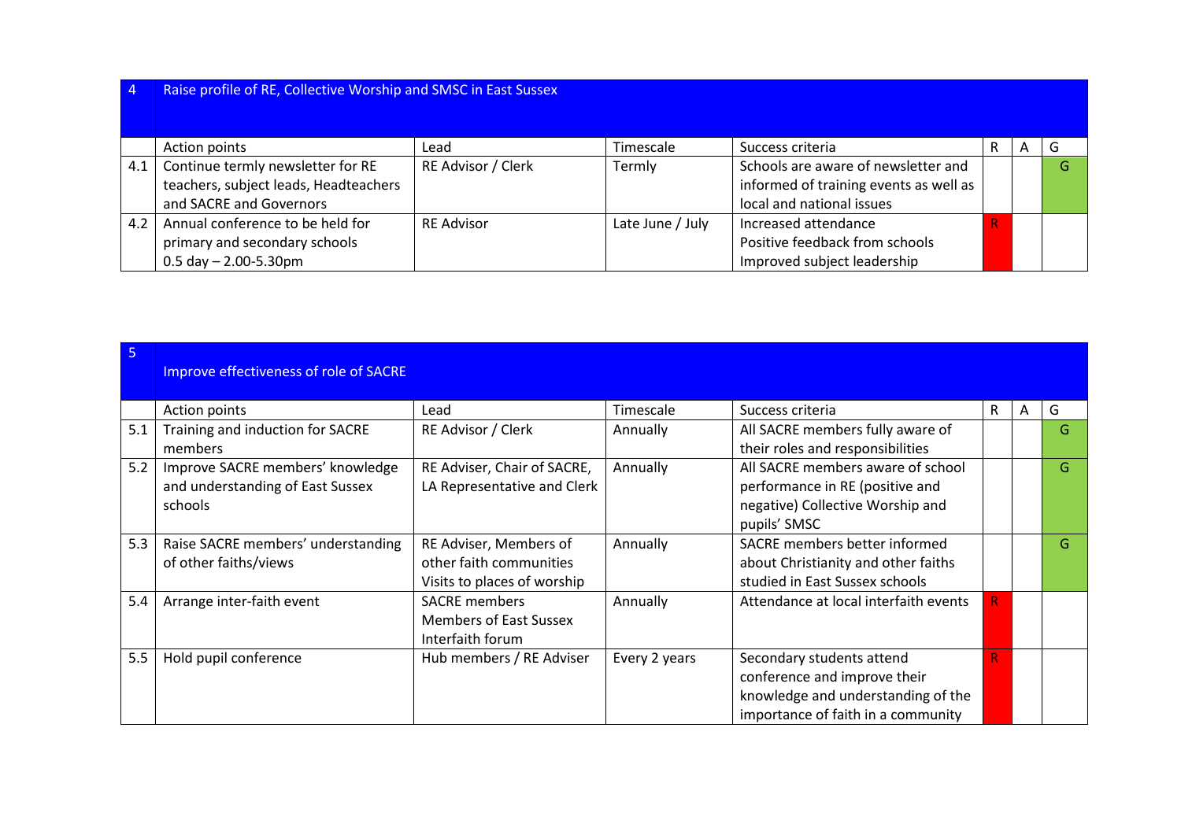| 4 | Raise profile of RE, Collective Worship and SMSC in East Sussex | | | | | | |
|---|---|---|---|---|---|---|---|
| | Action points | Lead | Timescale | Success criteria | R | A | G |
| 4.1 | Continue termly newsletter for RE teachers, subject leads, Headteachers and SACRE and Governors | RE Advisor / Clerk | Termly | Schools are aware of newsletter and informed of training events as well as local and national issues | | | G |
| 4.2 | Annual conference to be held for primary and secondary schools 0.5 day – 2.00-5.30pm | RE Advisor | Late June / July | Increased attendance<br>Positive feedback from schools<br>Improved subject leadership | R | | |

| 5 | Improve effectiveness of role of SACRE | | | | | | |
|---|---|---|---|---|---|---|---|
| | Action points | Lead | Timescale | Success criteria | R | A | G |
| 5.1 | Training and induction for SACRE members | RE Advisor / Clerk | Annually | All SACRE members fully aware of their roles and responsibilities | | | G |
| 5.2 | Improve SACRE members' knowledge and understanding of East Sussex schools | RE Adviser, Chair of SACRE, LA Representative and Clerk | Annually | All SACRE members aware of school performance in RE (positive and negative) Collective Worship and pupils' SMSC | | | G |
| 5.3 | Raise SACRE members' understanding of other faiths/views | RE Adviser, Members of other faith communities<br>Visits to places of worship | Annually | SACRE members better informed about Christianity and other faiths studied in East Sussex schools | | | G |
| 5.4 | Arrange inter-faith event | SACRE members<br>Members of East Sussex Interfaith forum | Annually | Attendance at local interfaith events | R | | |
| 5.5 | Hold pupil conference | Hub members / RE Adviser | Every 2 years | Secondary students attend conference and improve their knowledge and understanding of the importance of faith in a community | R | | |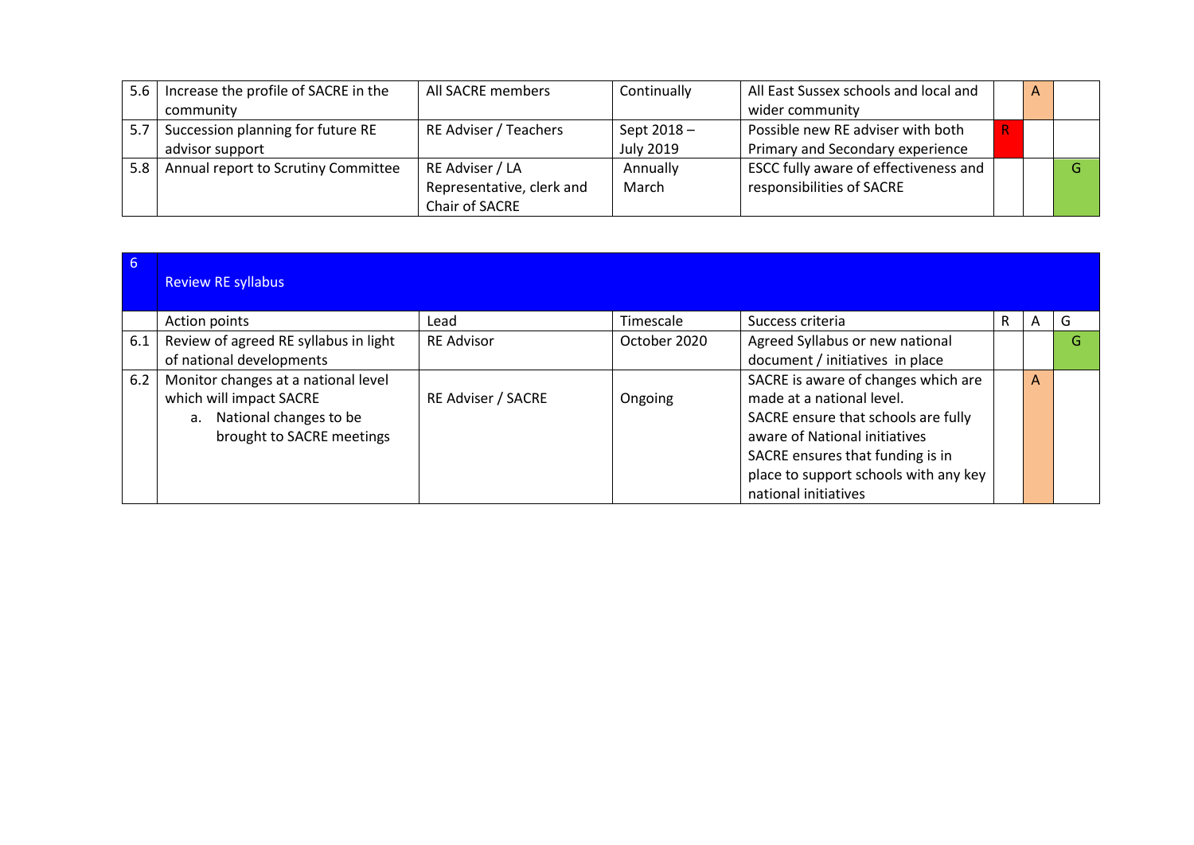| | | | | | R | A | G |
|---|---|---|---|---|---|---|---|
| 5.6 | Increase the profile of SACRE in the community | All SACRE members | Continually | All East Sussex schools and local and wider community | | A | |
| 5.7 | Succession planning for future RE advisor support | RE Adviser / Teachers | Sept 2018 – July 2019 | Possible new RE adviser with both Primary and Secondary experience | R | | |
| 5.8 | Annual report to Scrutiny Committee | RE Adviser / LA Representative, clerk and Chair of SACRE | Annually March | ESCC fully aware of effectiveness and responsibilities of SACRE | | | G |

| 6 | Review RE syllabus | | | | | | |
|---|---|---|---|---|---|---|---|
| | Action points | Lead | Timescale | Success criteria | R | A | G |
| 6.1 | Review of agreed RE syllabus in light of national developments | RE Advisor | October 2020 | Agreed Syllabus or new national document / initiatives in place | | | G |
| 6.2 | Monitor changes at a national level which will impact SACRE<br>a. National changes to be brought to SACRE meetings | RE Adviser / SACRE | Ongoing | SACRE is aware of changes which are made at a national level.<br>SACRE ensure that schools are fully aware of National initiatives<br>SACRE ensures that funding is in place to support schools with any key national initiatives | | A | |